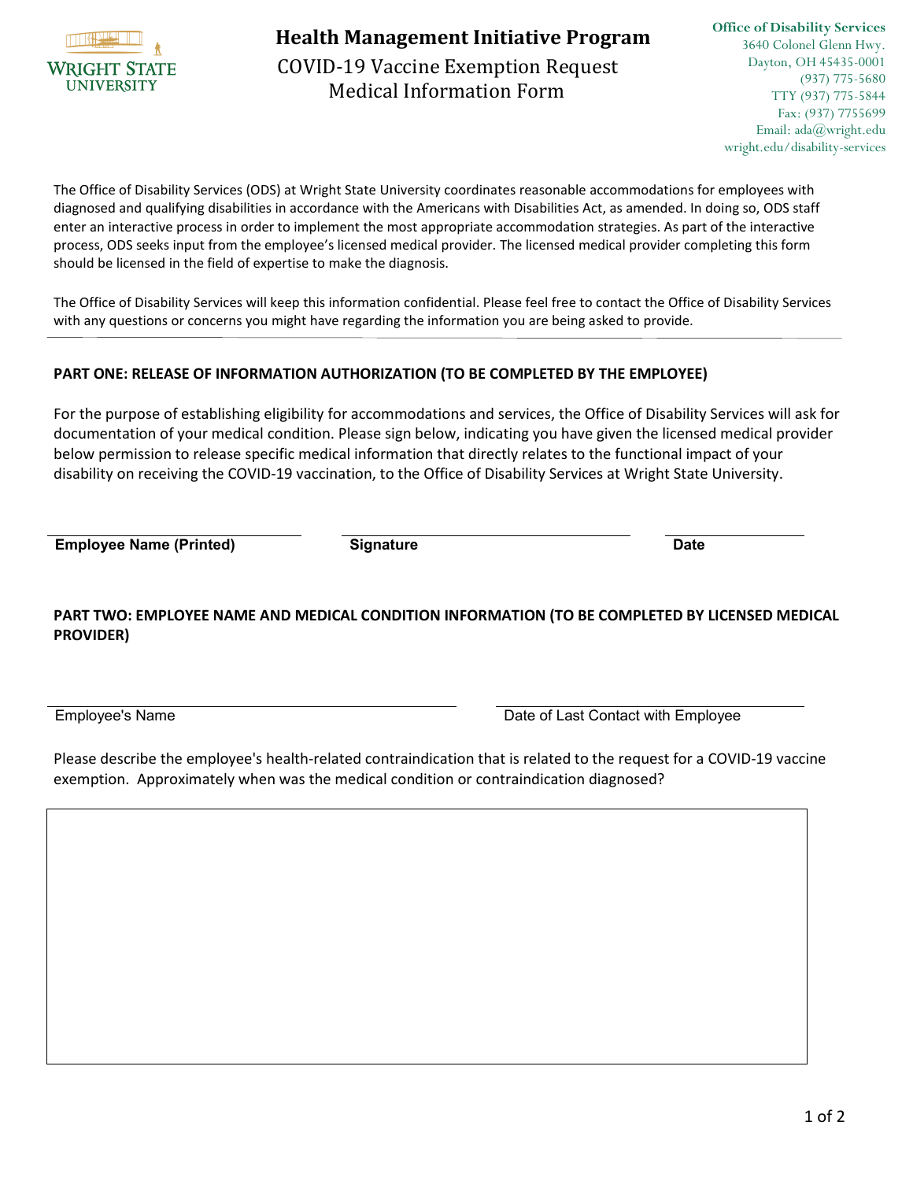WRIGHT STATE UNIVERSITY

# Health Management Initiative Program

## COVID-19 Vaccine Exemption Request Medical Information Form

**Office of Disability Services**
3640 Colonel Glenn Hwy.
Dayton, OH 45435-0001
(937) 775-5680
TTY (937) 775-5844
Fax: (937) 7755699
Email: ada@wright.edu
wright.edu/disability-services

The Office of Disability Services (ODS) at Wright State University coordinates reasonable accommodations for employees with diagnosed and qualifying disabilities in accordance with the Americans with Disabilities Act, as amended. In doing so, ODS staff enter an interactive process in order to implement the most appropriate accommodation strategies. As part of the interactive process, ODS seeks input from the employee's licensed medical provider. The licensed medical provider completing this form should be licensed in the field of expertise to make the diagnosis.

The Office of Disability Services will keep this information confidential. Please feel free to contact the Office of Disability Services with any questions or concerns you might have regarding the information you are being asked to provide.

---

**PART ONE: RELEASE OF INFORMATION AUTHORIZATION (TO BE COMPLETED BY THE EMPLOYEE)**

For the purpose of establishing eligibility for accommodations and services, the Office of Disability Services will ask for documentation of your medical condition. Please sign below, indicating you have given the licensed medical provider below permission to release specific medical information that directly relates to the functional impact of your disability on receiving the COVID-19 vaccination, to the Office of Disability Services at Wright State University.

**Employee Name (Printed)** ______________________ **Signature** ______________________ **Date** ______________

**PART TWO: EMPLOYEE NAME AND MEDICAL CONDITION INFORMATION (TO BE COMPLETED BY LICENSED MEDICAL PROVIDER)**

Employee's Name ______________________ Date of Last Contact with Employee ______________________

Please describe the employee's health-related contraindication that is related to the request for a COVID-19 vaccine exemption. Approximately when was the medical condition or contraindication diagnosed?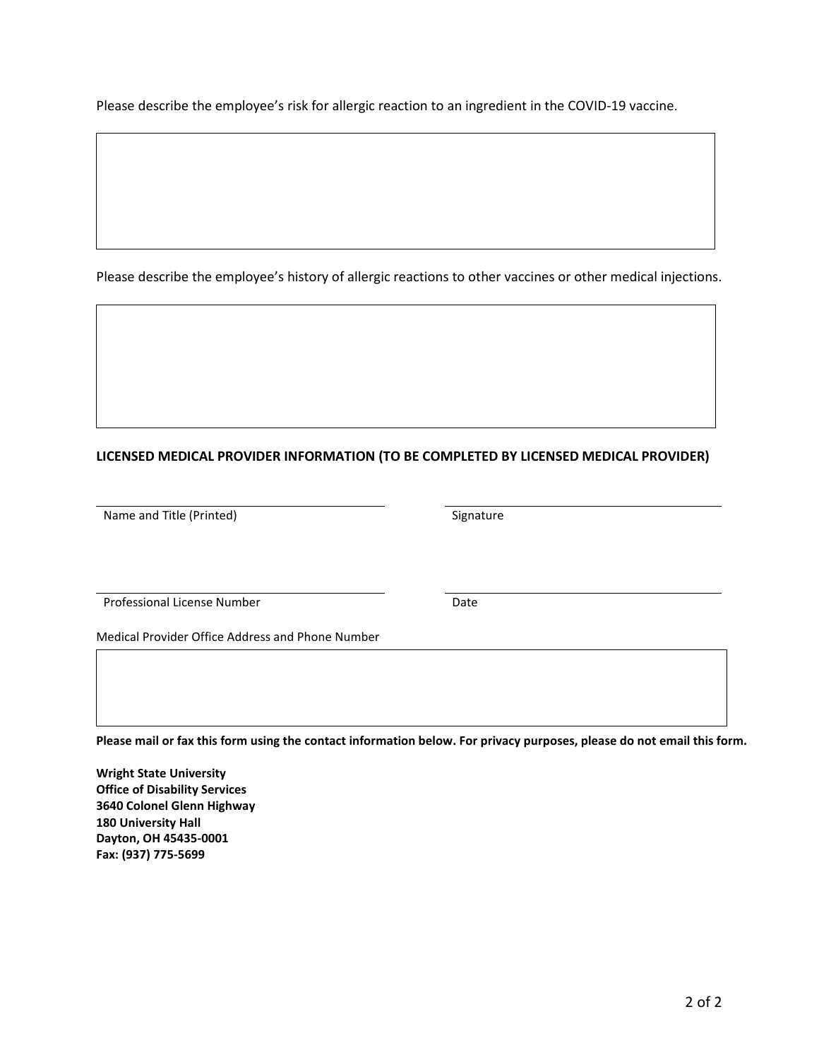Please describe the employee's risk for allergic reaction to an ingredient in the COVID-19 vaccine.

Please describe the employee's history of allergic reactions to other vaccines or other medical injections.

**LICENSED MEDICAL PROVIDER INFORMATION (TO BE COMPLETED BY LICENSED MEDICAL PROVIDER)**

Name and Title (Printed)

Signature

Professional License Number

Date

Medical Provider Office Address and Phone Number

**Please mail or fax this form using the contact information below. For privacy purposes, please do not email this form.**

**Wright State University**
**Office of Disability Services**
**3640 Colonel Glenn Highway**
**180 University Hall**
**Dayton, OH 45435-0001**
**Fax: (937) 775-5699**